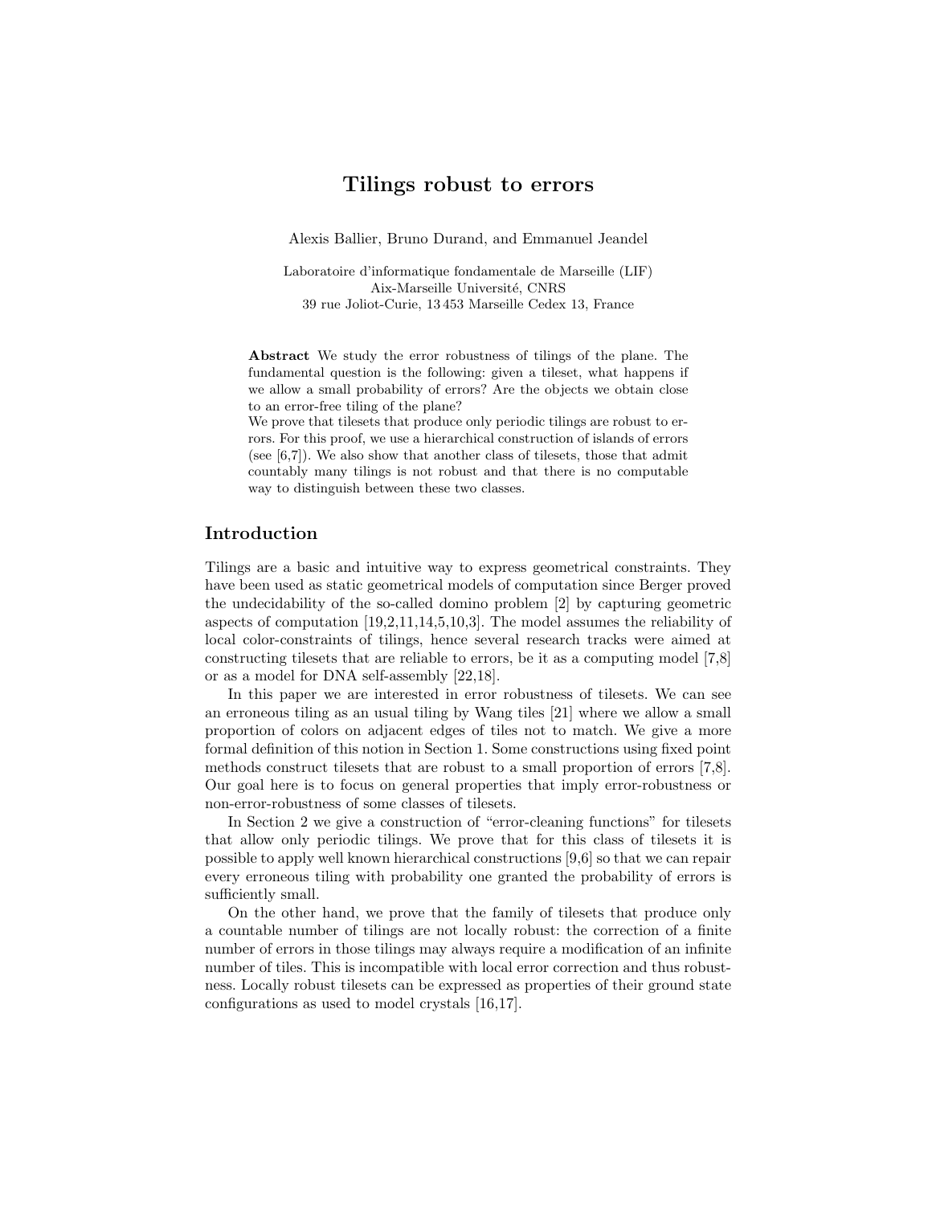# Tilings robust to errors

Alexis Ballier, Bruno Durand, and Emmanuel Jeandel

Laboratoire d'informatique fondamentale de Marseille (LIF)
Aix-Marseille Université, CNRS
39 rue Joliot-Curie, 13 453 Marseille Cedex 13, France

**Abstract** We study the error robustness of tilings of the plane. The fundamental question is the following: given a tileset, what happens if we allow a small probability of errors? Are the objects we obtain close to an error-free tiling of the plane?
We prove that tilesets that produce only periodic tilings are robust to errors. For this proof, we use a hierarchical construction of islands of errors (see [6,7]). We also show that another class of tilesets, those that admit countably many tilings is not robust and that there is no computable way to distinguish between these two classes.

## Introduction

Tilings are a basic and intuitive way to express geometrical constraints. They have been used as static geometrical models of computation since Berger proved the undecidability of the so-called domino problem [2] by capturing geometric aspects of computation [19,2,11,14,5,10,3]. The model assumes the reliability of local color-constraints of tilings, hence several research tracks were aimed at constructing tilesets that are reliable to errors, be it as a computing model [7,8] or as a model for DNA self-assembly [22,18].

In this paper we are interested in error robustness of tilesets. We can see an erroneous tiling as an usual tiling by Wang tiles [21] where we allow a small proportion of colors on adjacent edges of tiles not to match. We give a more formal definition of this notion in Section 1. Some constructions using fixed point methods construct tilesets that are robust to a small proportion of errors [7,8]. Our goal here is to focus on general properties that imply error-robustness or non-error-robustness of some classes of tilesets.

In Section 2 we give a construction of "error-cleaning functions" for tilesets that allow only periodic tilings. We prove that for this class of tilesets it is possible to apply well known hierarchical constructions [9,6] so that we can repair every erroneous tiling with probability one granted the probability of errors is sufficiently small.

On the other hand, we prove that the family of tilesets that produce only a countable number of tilings are not locally robust: the correction of a finite number of errors in those tilings may always require a modification of an infinite number of tiles. This is incompatible with local error correction and thus robustness. Locally robust tilesets can be expressed as properties of their ground state configurations as used to model crystals [16,17].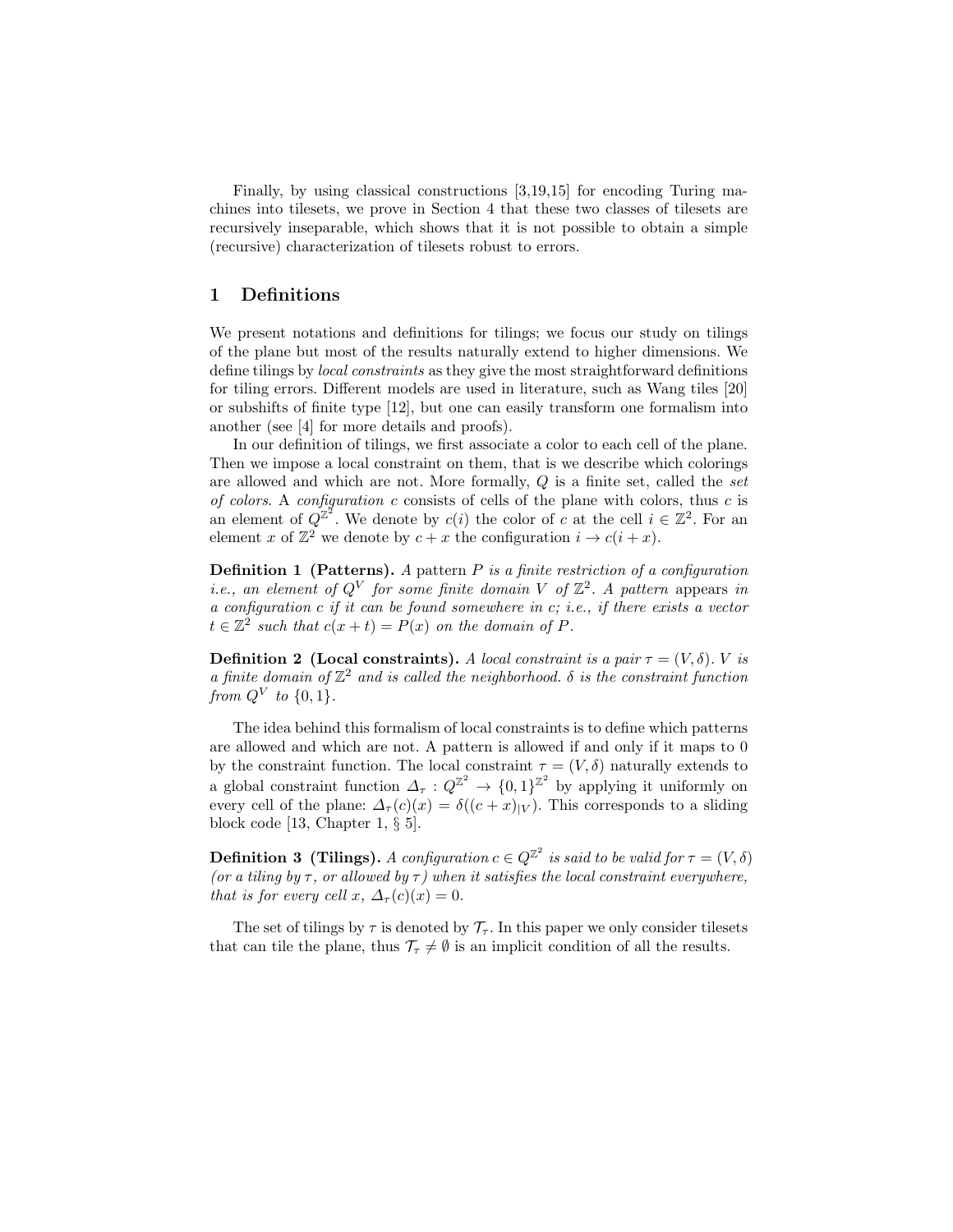Finally, by using classical constructions [3,19,15] for encoding Turing machines into tilesets, we prove in Section 4 that these two classes of tilesets are recursively inseparable, which shows that it is not possible to obtain a simple (recursive) characterization of tilesets robust to errors.

## 1 Definitions

We present notations and definitions for tilings; we focus our study on tilings of the plane but most of the results naturally extend to higher dimensions. We define tilings by *local constraints* as they give the most straightforward definitions for tiling errors. Different models are used in literature, such as Wang tiles [20] or subshifts of finite type [12], but one can easily transform one formalism into another (see [4] for more details and proofs).

In our definition of tilings, we first associate a color to each cell of the plane. Then we impose a local constraint on them, that is we describe which colorings are allowed and which are not. More formally, $Q$ is a finite set, called the *set of colors*. A *configuration* $c$ consists of cells of the plane with colors, thus $c$ is an element of $Q^{\mathbb{Z}^2}$. We denote by $c(i)$ the color of $c$ at the cell $i \in \mathbb{Z}^2$. For an element $x$ of $\mathbb{Z}^2$ we denote by $c + x$ the configuration $i \to c(i + x)$.

**Definition 1 (Patterns).** *A pattern $P$ is a finite restriction of a configuration i.e., an element of $Q^V$ for some finite domain $V$ of $\mathbb{Z}^2$. A pattern* appears *in a configuration $c$ if it can be found somewhere in $c$; i.e., if there exists a vector $t \in \mathbb{Z}^2$ such that $c(x + t) = P(x)$ on the domain of $P$.*

**Definition 2 (Local constraints).** *A local constraint is a pair $\tau = (V, \delta)$. $V$ is a finite domain of $\mathbb{Z}^2$ and is called the neighborhood. $\delta$ is the constraint function from $Q^V$ to $\{0, 1\}$.*

The idea behind this formalism of local constraints is to define which patterns are allowed and which are not. A pattern is allowed if and only if it maps to 0 by the constraint function. The local constraint $\tau = (V, \delta)$ naturally extends to a global constraint function $\Delta_\tau : Q^{\mathbb{Z}^2} \to \{0, 1\}^{\mathbb{Z}^2}$ by applying it uniformly on every cell of the plane: $\Delta_\tau(c)(x) = \delta((c + x)_{|V})$. This corresponds to a sliding block code [13, Chapter 1, § 5].

**Definition 3 (Tilings).** *A configuration $c \in Q^{\mathbb{Z}^2}$ is said to be valid for $\tau = (V, \delta)$ (or a tiling by $\tau$, or allowed by $\tau$) when it satisfies the local constraint everywhere, that is for every cell $x$, $\Delta_\tau(c)(x) = 0$.*

The set of tilings by $\tau$ is denoted by $\mathcal{T}_\tau$. In this paper we only consider tilesets that can tile the plane, thus $\mathcal{T}_\tau \neq \emptyset$ is an implicit condition of all the results.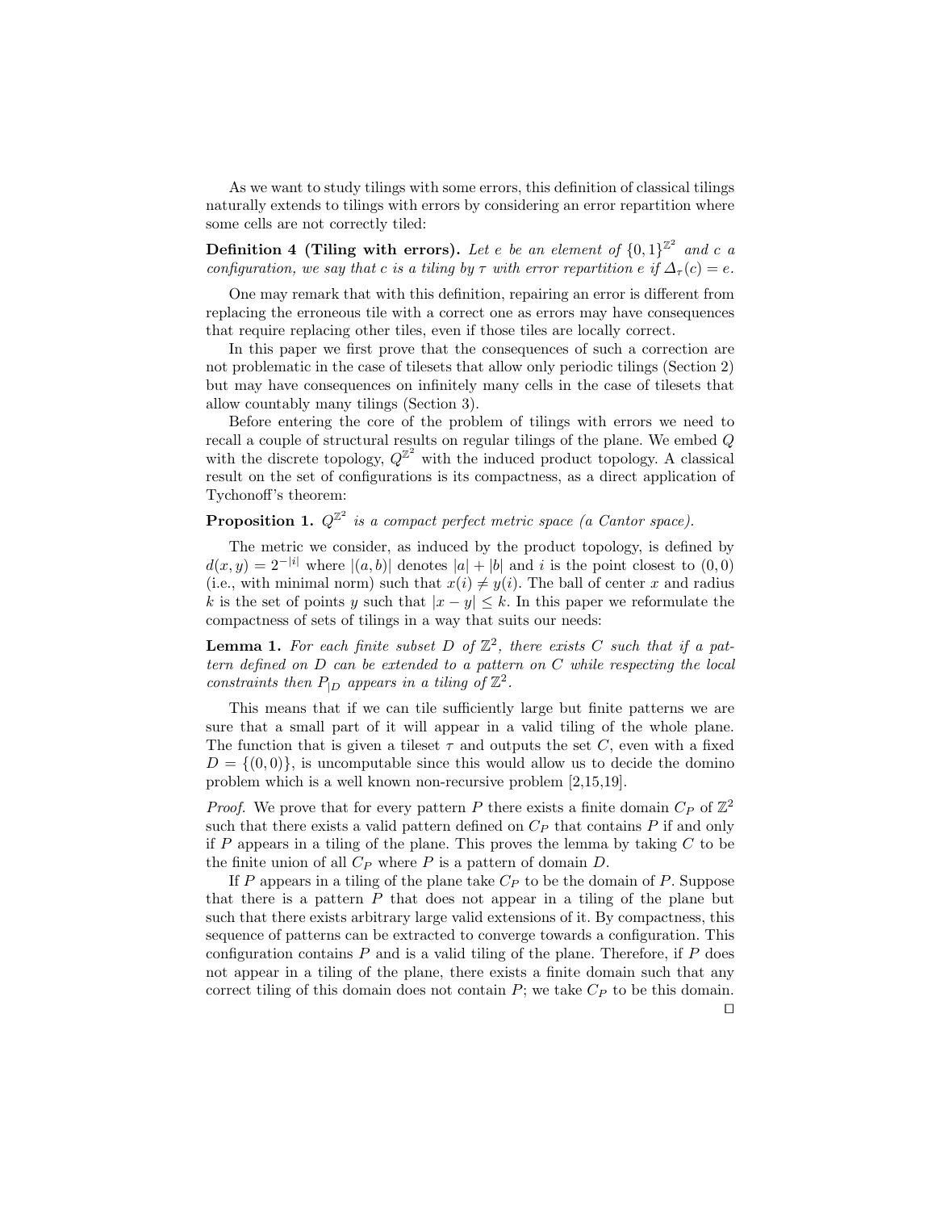As we want to study tilings with some errors, this definition of classical tilings naturally extends to tilings with errors by considering an error repartition where some cells are not correctly tiled:

**Definition 4 (Tiling with errors).** *Let $e$ be an element of $\{0,1\}^{\mathbb{Z}^2}$ and $c$ a configuration, we say that $c$ is a tiling by $\tau$ with error repartition $e$ if $\Delta_\tau(c) = e$.*

One may remark that with this definition, repairing an error is different from replacing the erroneous tile with a correct one as errors may have consequences that require replacing other tiles, even if those tiles are locally correct.

In this paper we first prove that the consequences of such a correction are not problematic in the case of tilesets that allow only periodic tilings (Section 2) but may have consequences on infinitely many cells in the case of tilesets that allow countably many tilings (Section 3).

Before entering the core of the problem of tilings with errors we need to recall a couple of structural results on regular tilings of the plane. We embed $Q$ with the discrete topology, $Q^{\mathbb{Z}^2}$ with the induced product topology. A classical result on the set of configurations is its compactness, as a direct application of Tychonoff's theorem:

**Proposition 1.** *$Q^{\mathbb{Z}^2}$ is a compact perfect metric space (a Cantor space).*

The metric we consider, as induced by the product topology, is defined by $d(x,y) = 2^{-|i|}$ where $|(a,b)|$ denotes $|a|+|b|$ and $i$ is the point closest to $(0,0)$ (i.e., with minimal norm) such that $x(i) \neq y(i)$. The ball of center $x$ and radius $k$ is the set of points $y$ such that $|x-y| \leq k$. In this paper we reformulate the compactness of sets of tilings in a way that suits our needs:

**Lemma 1.** *For each finite subset $D$ of $\mathbb{Z}^2$, there exists $C$ such that if a pattern defined on $D$ can be extended to a pattern on $C$ while respecting the local constraints then $P_{|D}$ appears in a tiling of $\mathbb{Z}^2$.*

This means that if we can tile sufficiently large but finite patterns we are sure that a small part of it will appear in a valid tiling of the whole plane. The function that is given a tileset $\tau$ and outputs the set $C$, even with a fixed $D = \{(0,0)\}$, is uncomputable since this would allow us to decide the domino problem which is a well known non-recursive problem [2,15,19].

*Proof.* We prove that for every pattern $P$ there exists a finite domain $C_P$ of $\mathbb{Z}^2$ such that there exists a valid pattern defined on $C_P$ that contains $P$ if and only if $P$ appears in a tiling of the plane. This proves the lemma by taking $C$ to be the finite union of all $C_P$ where $P$ is a pattern of domain $D$.

If $P$ appears in a tiling of the plane take $C_P$ to be the domain of $P$. Suppose that there is a pattern $P$ that does not appear in a tiling of the plane but such that there exists arbitrary large valid extensions of it. By compactness, this sequence of patterns can be extracted to converge towards a configuration. This configuration contains $P$ and is a valid tiling of the plane. Therefore, if $P$ does not appear in a tiling of the plane, there exists a finite domain such that any correct tiling of this domain does not contain $P$; we take $C_P$ to be this domain. □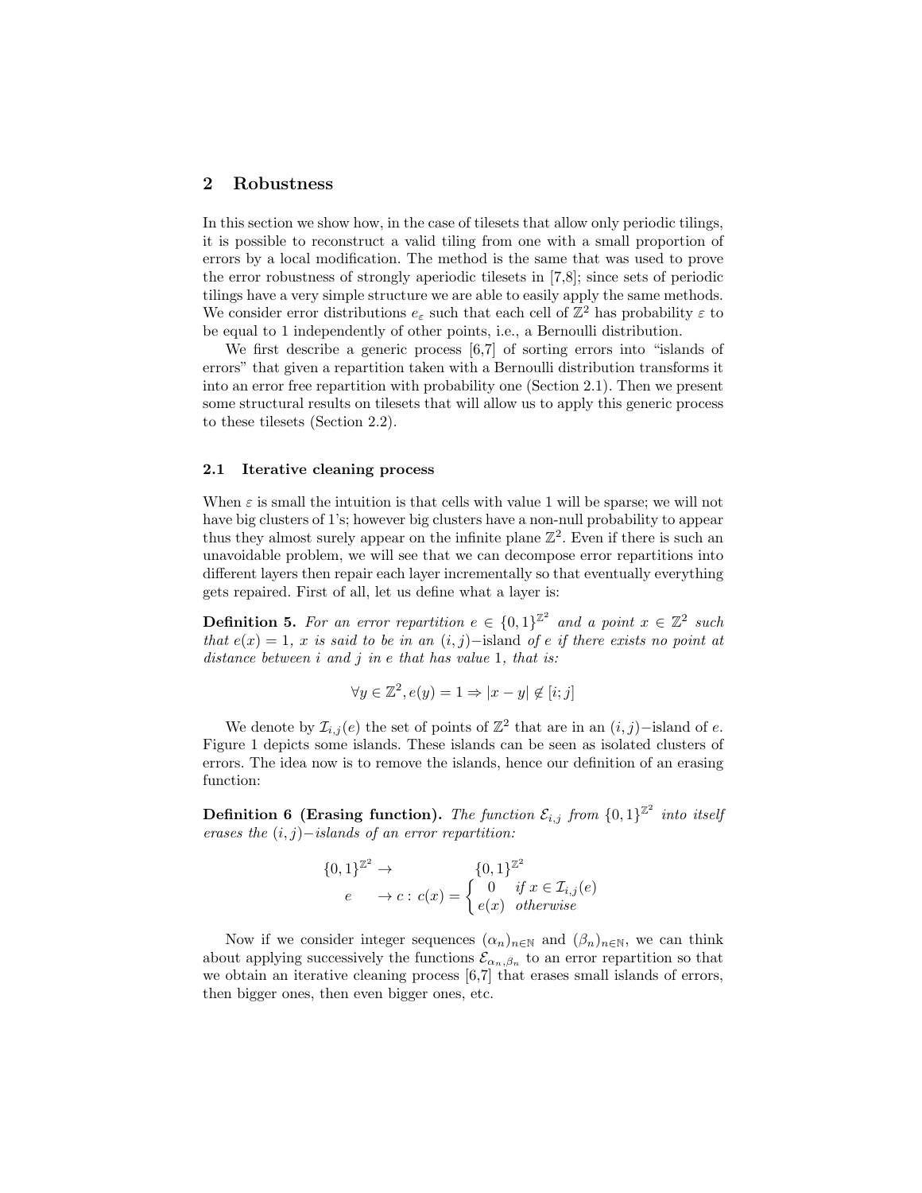## 2 Robustness

In this section we show how, in the case of tilesets that allow only periodic tilings, it is possible to reconstruct a valid tiling from one with a small proportion of errors by a local modification. The method is the same that was used to prove the error robustness of strongly aperiodic tilesets in [7,8]; since sets of periodic tilings have a very simple structure we are able to easily apply the same methods. We consider error distributions $e_\varepsilon$ such that each cell of $\mathbb{Z}^2$ has probability $\varepsilon$ to be equal to 1 independently of other points, i.e., a Bernoulli distribution.

We first describe a generic process [6,7] of sorting errors into "islands of errors" that given a repartition taken with a Bernoulli distribution transforms it into an error free repartition with probability one (Section 2.1). Then we present some structural results on tilesets that will allow us to apply this generic process to these tilesets (Section 2.2).

### 2.1 Iterative cleaning process

When $\varepsilon$ is small the intuition is that cells with value 1 will be sparse; we will not have big clusters of 1's; however big clusters have a non-null probability to appear thus they almost surely appear on the infinite plane $\mathbb{Z}^2$. Even if there is such an unavoidable problem, we will see that we can decompose error repartitions into different layers then repair each layer incrementally so that eventually everything gets repaired. First of all, let us define what a layer is:

**Definition 5.** *For an error repartition $e \in \{0,1\}^{\mathbb{Z}^2}$ and a point $x \in \mathbb{Z}^2$ such that $e(x) = 1$, $x$ is said to be in an $(i,j)-$island of $e$ if there exists no point at distance between $i$ and $j$ in $e$ that has value 1, that is:*

$$\forall y \in \mathbb{Z}^2, e(y) = 1 \Rightarrow |x - y| \notin [i; j]$$

We denote by $\mathcal{I}_{i,j}(e)$ the set of points of $\mathbb{Z}^2$ that are in an $(i,j)-$island of $e$. Figure 1 depicts some islands. These islands can be seen as isolated clusters of errors. The idea now is to remove the islands, hence our definition of an erasing function:

**Definition 6 (Erasing function).** *The function $\mathcal{E}_{i,j}$ from $\{0,1\}^{\mathbb{Z}^2}$ into itself erases the $(i,j)-$islands of an error repartition:*

$$\begin{aligned} \{0,1\}^{\mathbb{Z}^2} &\to \{0,1\}^{\mathbb{Z}^2} \\ e &\to c : c(x) = \begin{cases} 0 & \text{if } x \in \mathcal{I}_{i,j}(e) \\ e(x) & \text{otherwise} \end{cases} \end{aligned}$$

Now if we consider integer sequences $(\alpha_n)_{n\in\mathbb{N}}$ and $(\beta_n)_{n\in\mathbb{N}}$, we can think about applying successively the functions $\mathcal{E}_{\alpha_n,\beta_n}$ to an error repartition so that we obtain an iterative cleaning process [6,7] that erases small islands of errors, then bigger ones, then even bigger ones, etc.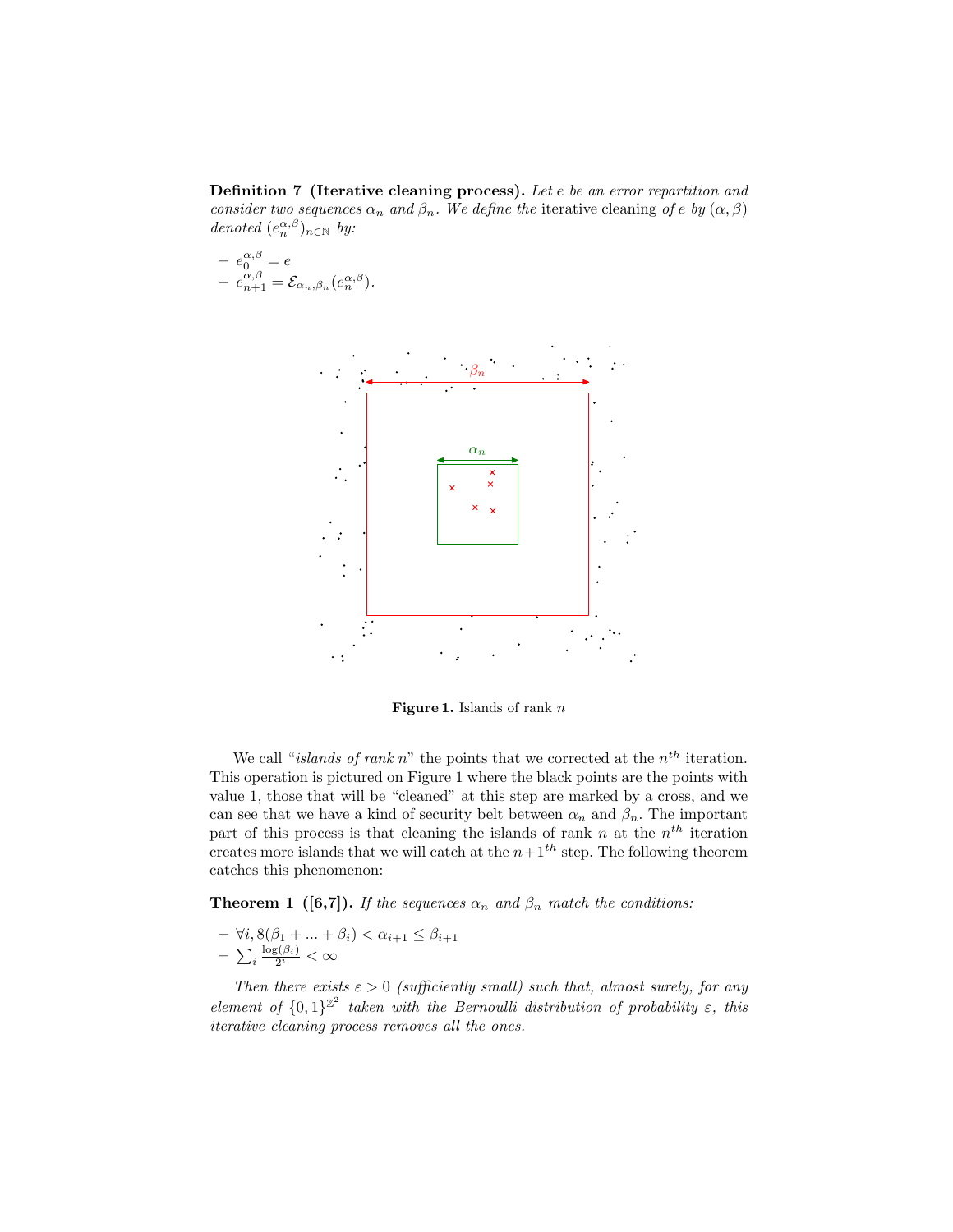**Definition 7 (Iterative cleaning process).** *Let $e$ be an error repartition and consider two sequences $\alpha_n$ and $\beta_n$. We define the* iterative cleaning *of $e$ by $(\alpha, \beta)$ denoted $(e_n^{\alpha,\beta})_{n\in\mathbb{N}}$ by:*

- $e_0^{\alpha,\beta} = e$
- $e_{n+1}^{\alpha,\beta} = \mathcal{E}_{\alpha_n,\beta_n}(e_n^{\alpha,\beta})$.

**Figure 1.** Islands of rank $n$

We call "*islands of rank $n$*" the points that we corrected at the $n^{th}$ iteration. This operation is pictured on Figure 1 where the black points are the points with value 1, those that will be "cleaned" at this step are marked by a cross, and we can see that we have a kind of security belt between $\alpha_n$ and $\beta_n$. The important part of this process is that cleaning the islands of rank $n$ at the $n^{th}$ iteration creates more islands that we will catch at the $n+1^{th}$ step. The following theorem catches this phenomenon:

**Theorem 1 ([6,7]).** *If the sequences $\alpha_n$ and $\beta_n$ match the conditions:*

- $\forall i, 8(\beta_1 + ... + \beta_i) < \alpha_{i+1} \leq \beta_{i+1}$
- $\sum_i \frac{\log(\beta_i)}{2^i} < \infty$

*Then there exists $\varepsilon > 0$ (sufficiently small) such that, almost surely, for any element of $\{0,1\}^{\mathbb{Z}^2}$ taken with the Bernoulli distribution of probability $\varepsilon$, this iterative cleaning process removes all the ones.*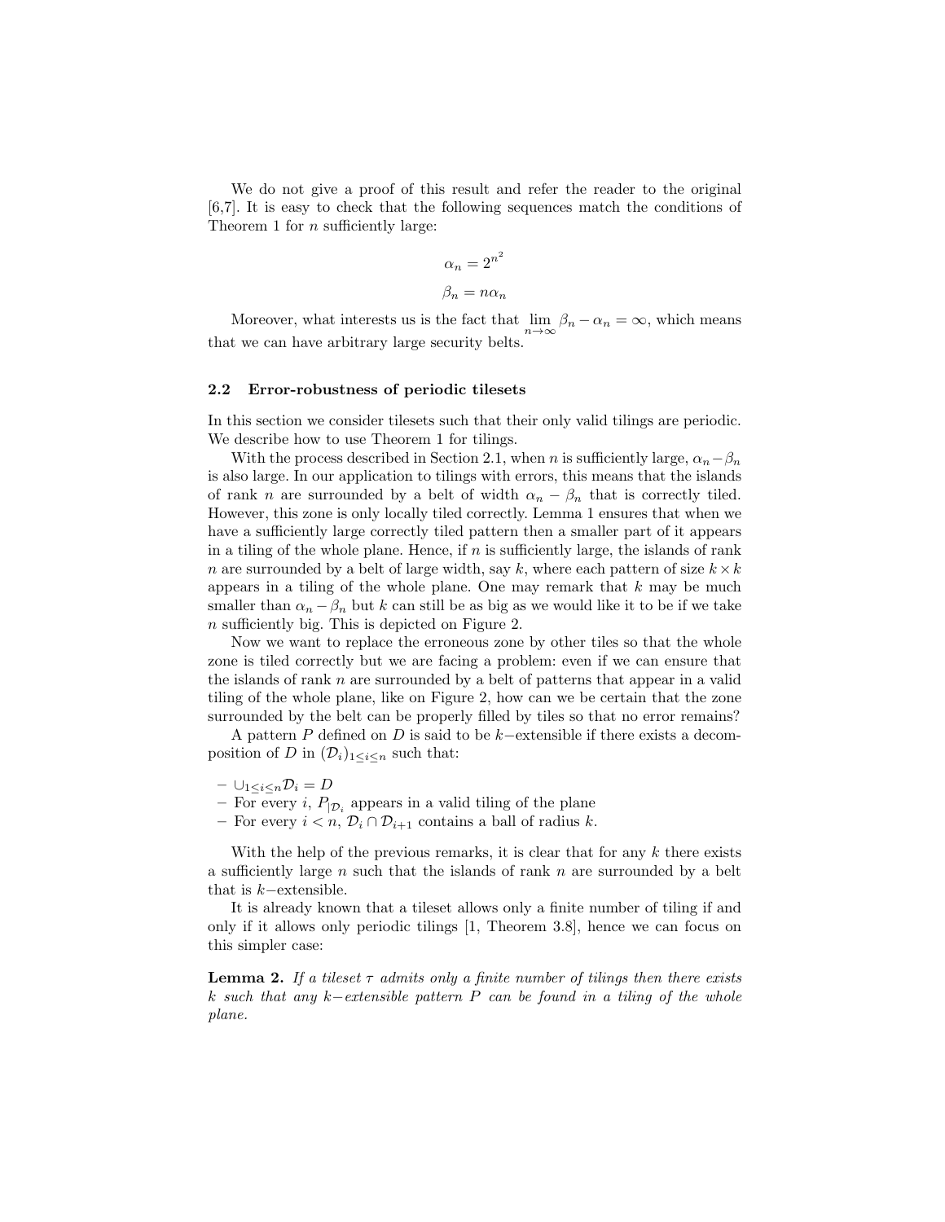We do not give a proof of this result and refer the reader to the original [6,7]. It is easy to check that the following sequences match the conditions of Theorem 1 for $n$ sufficiently large:

$$\alpha_n = 2^{n^2}$$

$$\beta_n = n\alpha_n$$

Moreover, what interests us is the fact that $\lim_{n\to\infty} \beta_n - \alpha_n = \infty$, which means that we can have arbitrary large security belts.

### 2.2 Error-robustness of periodic tilesets

In this section we consider tilesets such that their only valid tilings are periodic. We describe how to use Theorem 1 for tilings.

With the process described in Section 2.1, when $n$ is sufficiently large, $\alpha_n - \beta_n$ is also large. In our application to tilings with errors, this means that the islands of rank $n$ are surrounded by a belt of width $\alpha_n - \beta_n$ that is correctly tiled. However, this zone is only locally tiled correctly. Lemma 1 ensures that when we have a sufficiently large correctly tiled pattern then a smaller part of it appears in a tiling of the whole plane. Hence, if $n$ is sufficiently large, the islands of rank $n$ are surrounded by a belt of large width, say $k$, where each pattern of size $k \times k$ appears in a tiling of the whole plane. One may remark that $k$ may be much smaller than $\alpha_n - \beta_n$ but $k$ can still be as big as we would like it to be if we take $n$ sufficiently big. This is depicted on Figure 2.

Now we want to replace the erroneous zone by other tiles so that the whole zone is tiled correctly but we are facing a problem: even if we can ensure that the islands of rank $n$ are surrounded by a belt of patterns that appear in a valid tiling of the whole plane, like on Figure 2, how can we be certain that the zone surrounded by the belt can be properly filled by tiles so that no error remains?

A pattern $P$ defined on $D$ is said to be $k-$extensible if there exists a decomposition of $D$ in $(\mathcal{D}_i)_{1\leq i \leq n}$ such that:

- $\cup_{1\leq i\leq n}\mathcal{D}_i = D$
- For every $i$, $P_{|\mathcal{D}_i}$ appears in a valid tiling of the plane
- For every $i < n$, $\mathcal{D}_i \cap \mathcal{D}_{i+1}$ contains a ball of radius $k$.

With the help of the previous remarks, it is clear that for any $k$ there exists a sufficiently large $n$ such that the islands of rank $n$ are surrounded by a belt that is $k-$extensible.

It is already known that a tileset allows only a finite number of tiling if and only if it allows only periodic tilings [1, Theorem 3.8], hence we can focus on this simpler case:

**Lemma 2.** *If a tileset $\tau$ admits only a finite number of tilings then there exists $k$ such that any $k-$extensible pattern $P$ can be found in a tiling of the whole plane.*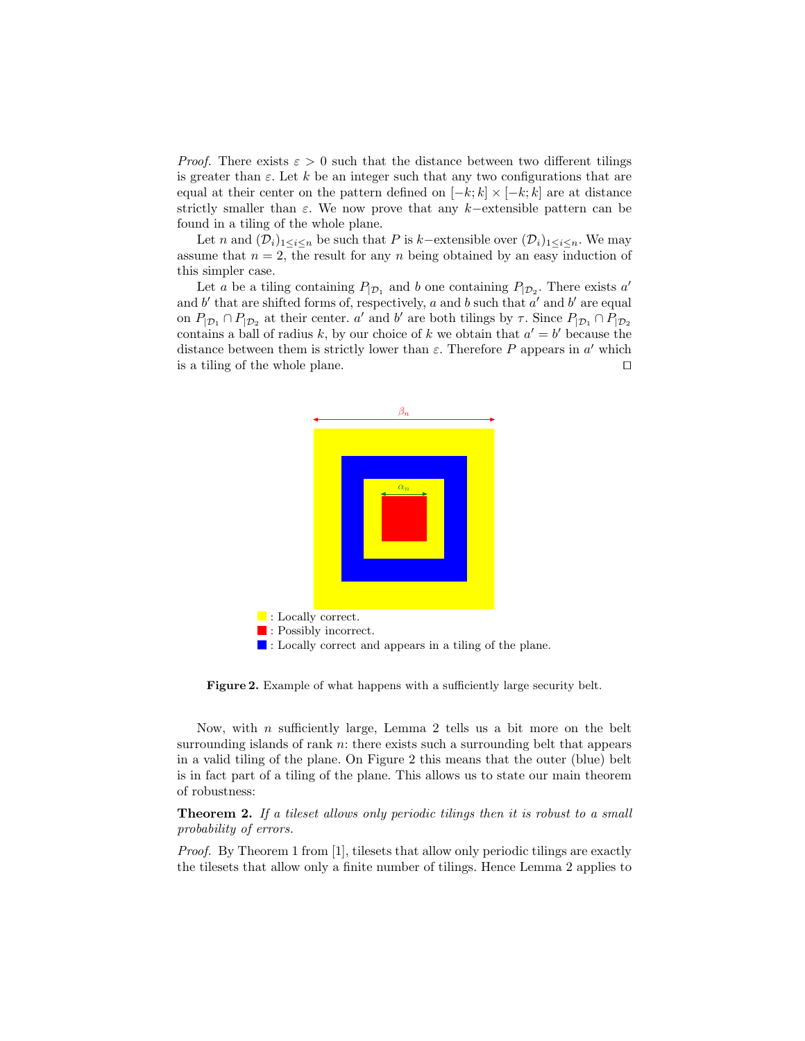*Proof.* There exists $\varepsilon > 0$ such that the distance between two different tilings is greater than $\varepsilon$. Let $k$ be an integer such that any two configurations that are equal at their center on the pattern defined on $[-k;k] \times [-k;k]$ are at distance strictly smaller than $\varepsilon$. We now prove that any $k-$extensible pattern can be found in a tiling of the whole plane.

Let $n$ and $(\mathcal{D}_i)_{1 \leq i \leq n}$ be such that $P$ is $k-$extensible over $(\mathcal{D}_i)_{1 \leq i \leq n}$. We may assume that $n = 2$, the result for any $n$ being obtained by an easy induction of this simpler case.

Let $a$ be a tiling containing $P_{|\mathcal{D}_1}$ and $b$ one containing $P_{|\mathcal{D}_2}$. There exists $a'$ and $b'$ that are shifted forms of, respectively, $a$ and $b$ such that $a'$ and $b'$ are equal on $P_{|\mathcal{D}_1} \cap P_{|\mathcal{D}_2}$ at their center. $a'$ and $b'$ are both tilings by $\tau$. Since $P_{|\mathcal{D}_1} \cap P_{|\mathcal{D}_2}$ contains a ball of radius $k$, by our choice of $k$ we obtain that $a' = b'$ because the distance between them is strictly lower than $\varepsilon$. Therefore $P$ appears in $a'$ which is a tiling of the whole plane. ☐

$\beta_n$

$\alpha_n$

: Locally correct.
: Possibly incorrect.
: Locally correct and appears in a tiling of the plane.

**Figure 2.** Example of what happens with a sufficiently large security belt.

Now, with $n$ sufficiently large, Lemma 2 tells us a bit more on the belt surrounding islands of rank $n$: there exists such a surrounding belt that appears in a valid tiling of the plane. On Figure 2 this means that the outer (blue) belt is in fact part of a tiling of the plane. This allows us to state our main theorem of robustness:

**Theorem 2.** *If a tileset allows only periodic tilings then it is robust to a small probability of errors.*

*Proof.* By Theorem 1 from [1], tilesets that allow only periodic tilings are exactly the tilesets that allow only a finite number of tilings. Hence Lemma 2 applies to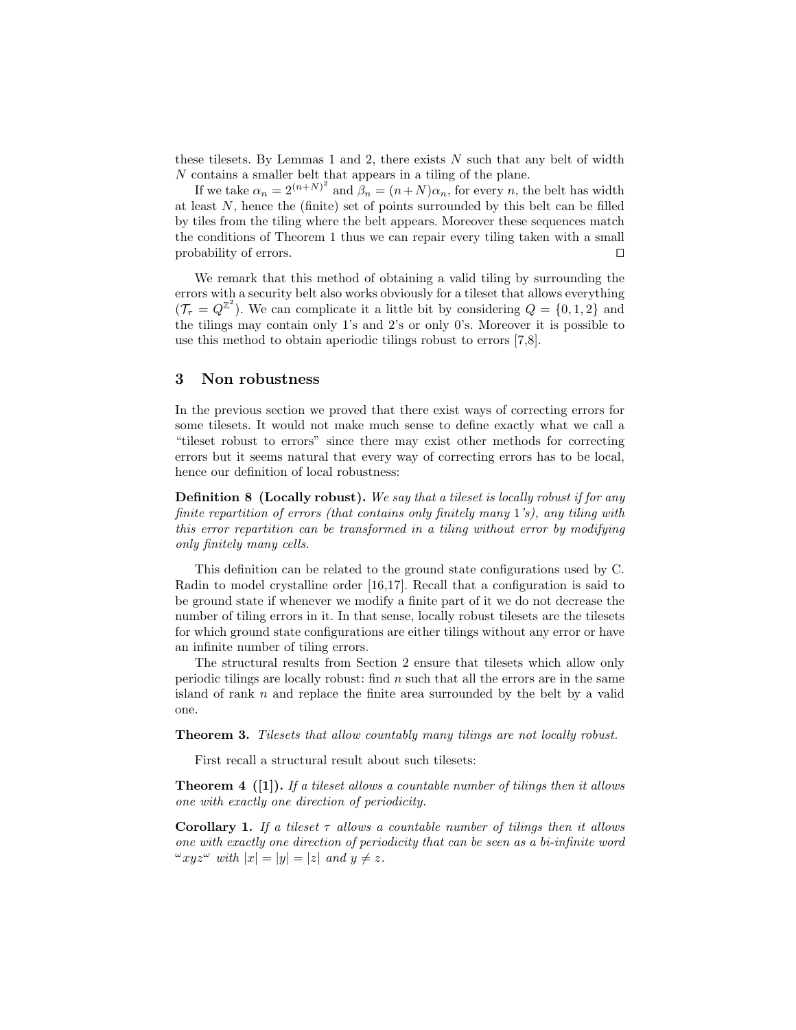these tilesets. By Lemmas 1 and 2, there exists $N$ such that any belt of width $N$ contains a smaller belt that appears in a tiling of the plane.

If we take $\alpha_n = 2^{(n+N)^2}$ and $\beta_n = (n+N)\alpha_n$, for every $n$, the belt has width at least $N$, hence the (finite) set of points surrounded by this belt can be filled by tiles from the tiling where the belt appears. Moreover these sequences match the conditions of Theorem 1 thus we can repair every tiling taken with a small probability of errors. □

We remark that this method of obtaining a valid tiling by surrounding the errors with a security belt also works obviously for a tileset that allows everything ($\mathcal{T}_\tau = Q^{\mathbb{Z}^2}$). We can complicate it a little bit by considering $Q = \{0, 1, 2\}$ and the tilings may contain only 1's and 2's or only 0's. Moreover it is possible to use this method to obtain aperiodic tilings robust to errors [7,8].

## 3 Non robustness

In the previous section we proved that there exist ways of correcting errors for some tilesets. It would not make much sense to define exactly what we call a "tileset robust to errors" since there may exist other methods for correcting errors but it seems natural that every way of correcting errors has to be local, hence our definition of local robustness:

**Definition 8 (Locally robust).** *We say that a tileset is locally robust if for any finite repartition of errors (that contains only finitely many* 1*'s), any tiling with this error repartition can be transformed in a tiling without error by modifying only finitely many cells.*

This definition can be related to the ground state configurations used by C. Radin to model crystalline order [16,17]. Recall that a configuration is said to be ground state if whenever we modify a finite part of it we do not decrease the number of tiling errors in it. In that sense, locally robust tilesets are the tilesets for which ground state configurations are either tilings without any error or have an infinite number of tiling errors.

The structural results from Section 2 ensure that tilesets which allow only periodic tilings are locally robust: find $n$ such that all the errors are in the same island of rank $n$ and replace the finite area surrounded by the belt by a valid one.

**Theorem 3.** *Tilesets that allow countably many tilings are not locally robust.*

First recall a structural result about such tilesets:

**Theorem 4 ([1]).** *If a tileset allows a countable number of tilings then it allows one with exactly one direction of periodicity.*

**Corollary 1.** *If a tileset $\tau$ allows a countable number of tilings then it allows one with exactly one direction of periodicity that can be seen as a bi-infinite word ${}^{\omega}xyz^{\omega}$ with $|x| = |y| = |z|$ and $y \neq z$.*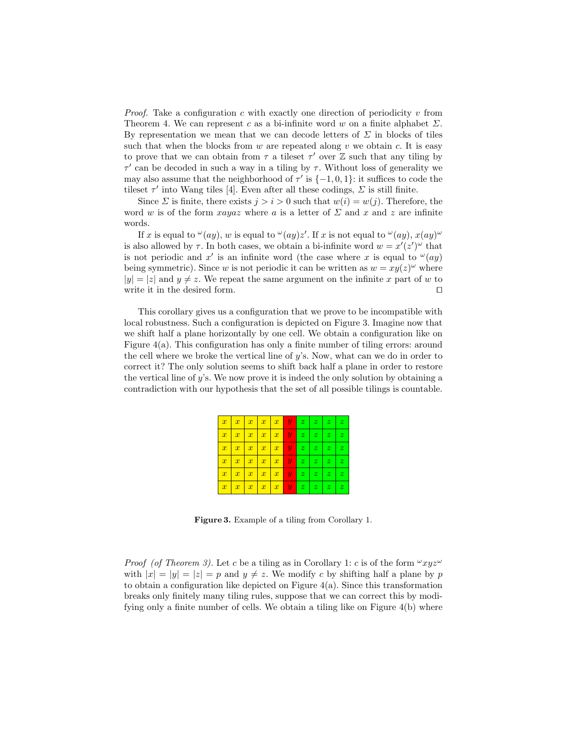*Proof.* Take a configuration $c$ with exactly one direction of periodicity $v$ from Theorem 4. We can represent $c$ as a bi-infinite word $w$ on a finite alphabet $\Sigma$. By representation we mean that we can decode letters of $\Sigma$ in blocks of tiles such that when the blocks from $w$ are repeated along $v$ we obtain $c$. It is easy to prove that we can obtain from $\tau$ a tileset $\tau'$ over $\mathbb{Z}$ such that any tiling by $\tau'$ can be decoded in such a way in a tiling by $\tau$. Without loss of generality we may also assume that the neighborhood of $\tau'$ is $\{-1, 0, 1\}$: it suffices to code the tileset $\tau'$ into Wang tiles [4]. Even after all these codings, $\Sigma$ is still finite.

Since $\Sigma$ is finite, there exists $j > i > 0$ such that $w(i) = w(j)$. Therefore, the word $w$ is of the form $xayaz$ where $a$ is a letter of $\Sigma$ and $x$ and $z$ are infinite words.

If $x$ is equal to ${}^{\omega}(ay)$, $w$ is equal to ${}^{\omega}(ay)z'$. If $x$ is not equal to ${}^{\omega}(ay)$, $x(ay)^{\omega}$ is also allowed by $\tau$. In both cases, we obtain a bi-infinite word $w = x'(z')^{\omega}$ that is not periodic and $x'$ is an infinite word (the case where $x$ is equal to ${}^{\omega}(ay)$ being symmetric). Since $w$ is not periodic it can be written as $w = xy(z)^{\omega}$ where $|y| = |z|$ and $y \neq z$. We repeat the same argument on the infinite $x$ part of $w$ to write it in the desired form. $\square$

This corollary gives us a configuration that we prove to be incompatible with local robustness. Such a configuration is depicted on Figure 3. Imagine now that we shift half a plane horizontally by one cell. We obtain a configuration like on Figure 4(a). This configuration has only a finite number of tiling errors: around the cell where we broke the vertical line of $y$'s. Now, what can we do in order to correct it? The only solution seems to shift back half a plane in order to restore the vertical line of $y$'s. We now prove it is indeed the only solution by obtaining a contradiction with our hypothesis that the set of all possible tilings is countable.

| $x$ | $x$ | $x$ | $x$ | $x$ | $y$ | $z$ | $z$ | $z$ | $z$ |
|---|---|---|---|---|---|---|---|---|---|
| $x$ | $x$ | $x$ | $x$ | $x$ | $y$ | $z$ | $z$ | $z$ | $z$ |
| $x$ | $x$ | $x$ | $x$ | $x$ | $y$ | $z$ | $z$ | $z$ | $z$ |
| $x$ | $x$ | $x$ | $x$ | $x$ | $y$ | $z$ | $z$ | $z$ | $z$ |
| $x$ | $x$ | $x$ | $x$ | $x$ | $y$ | $z$ | $z$ | $z$ | $z$ |
| $x$ | $x$ | $x$ | $x$ | $x$ | $y$ | $z$ | $z$ | $z$ | $z$ |

**Figure 3.** Example of a tiling from Corollary 1.

*Proof (of Theorem 3).* Let $c$ be a tiling as in Corollary 1: $c$ is of the form ${}^{\omega}xyz^{\omega}$ with $|x| = |y| = |z| = p$ and $y \neq z$. We modify $c$ by shifting half a plane by $p$ to obtain a configuration like depicted on Figure 4(a). Since this transformation breaks only finitely many tiling rules, suppose that we can correct this by modifying only a finite number of cells. We obtain a tiling like on Figure 4(b) where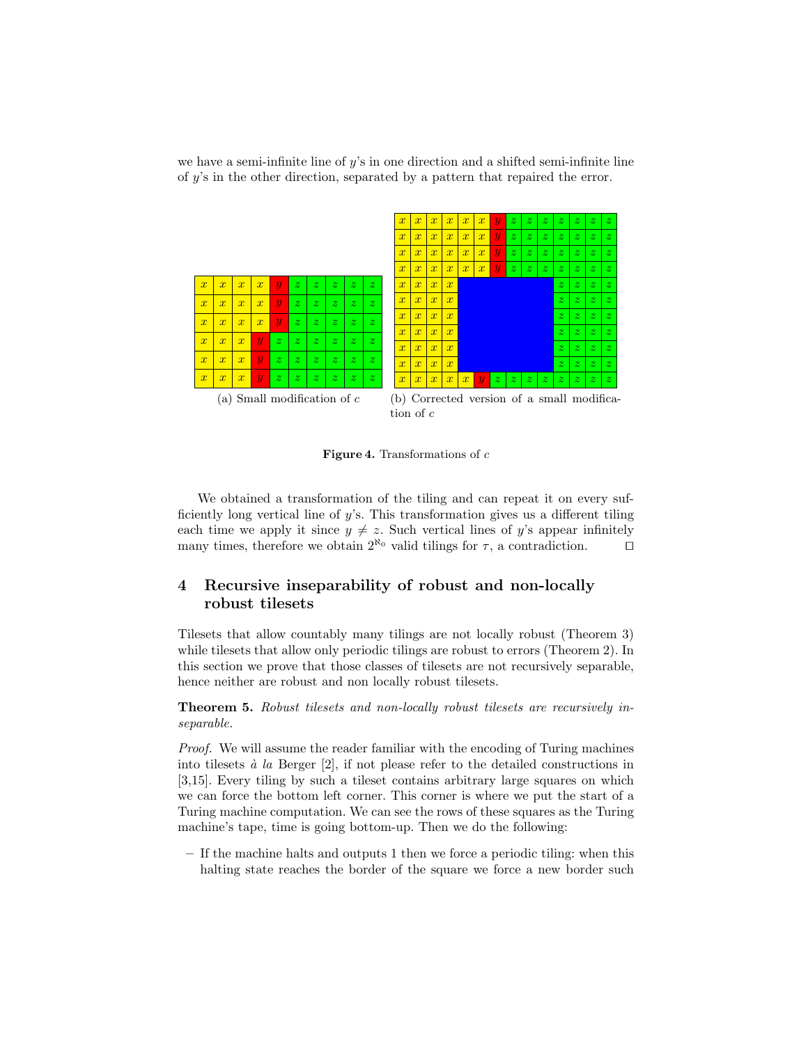we have a semi-infinite line of $y$'s in one direction and a shifted semi-infinite line of $y$'s in the other direction, separated by a pattern that repaired the error.

| $x$ | $x$ | $x$ | $x$ | $y$ | $z$ | $z$ | $z$ | $z$ | $z$ |
|---|---|---|---|---|---|---|---|---|---|
| $x$ | $x$ | $x$ | $x$ | $y$ | $z$ | $z$ | $z$ | $z$ | $z$ |
| $x$ | $x$ | $x$ | $x$ | $y$ | $z$ | $z$ | $z$ | $z$ | $z$ |
| $x$ | $x$ | $x$ | $y$ | $z$ | $z$ | $z$ | $z$ | $z$ | $z$ |
| $x$ | $x$ | $x$ | $y$ | $z$ | $z$ | $z$ | $z$ | $z$ | $z$ |
| $x$ | $x$ | $x$ | $y$ | $z$ | $z$ | $z$ | $z$ | $z$ | $z$ |

(a) Small modification of $c$

| $x$ | $x$ | $x$ | $x$ | $x$ | $x$ | $y$ | $z$ | $z$ | $z$ | $z$ | $z$ | $z$ | $z$ |
|---|---|---|---|---|---|---|---|---|---|---|---|---|---|
| $x$ | $x$ | $x$ | $x$ | $x$ | $x$ | $y$ | $z$ | $z$ | $z$ | $z$ | $z$ | $z$ | $z$ |
| $x$ | $x$ | $x$ | $x$ | $x$ | $x$ | $y$ | $z$ | $z$ | $z$ | $z$ | $z$ | $z$ | $z$ |
| $x$ | $x$ | $x$ | $x$ | $x$ | $x$ | $y$ | $z$ | $z$ | $z$ | $z$ | $z$ | $z$ | $z$ |
| $x$ | $x$ | $x$ | $x$ | | | | | | | $z$ | $z$ | $z$ | $z$ |
| $x$ | $x$ | $x$ | $x$ | | | | | | | $z$ | $z$ | $z$ | $z$ |
| $x$ | $x$ | $x$ | $x$ | | | | | | | $z$ | $z$ | $z$ | $z$ |
| $x$ | $x$ | $x$ | $x$ | | | | | | | $z$ | $z$ | $z$ | $z$ |
| $x$ | $x$ | $x$ | $x$ | | | | | | | $z$ | $z$ | $z$ | $z$ |
| $x$ | $x$ | $x$ | $x$ | | | | | | | $z$ | $z$ | $z$ | $z$ |
| $x$ | $x$ | $x$ | $x$ | $x$ | $y$ | $z$ | $z$ | $z$ | $z$ | $z$ | $z$ | $z$ | $z$ |

(b) Corrected version of a small modification of $c$

**Figure 4.** Transformations of $c$

We obtained a transformation of the tiling and can repeat it on every sufficiently long vertical line of $y$'s. This transformation gives us a different tiling each time we apply it since $y \neq z$. Such vertical lines of $y$'s appear infinitely many times, therefore we obtain $2^{\aleph_0}$ valid tilings for $\tau$, a contradiction. ◻

## 4 Recursive inseparability of robust and non-locally robust tilesets

Tilesets that allow countably many tilings are not locally robust (Theorem 3) while tilesets that allow only periodic tilings are robust to errors (Theorem 2). In this section we prove that those classes of tilesets are not recursively separable, hence neither are robust and non locally robust tilesets.

**Theorem 5.** *Robust tilesets and non-locally robust tilesets are recursively inseparable.*

*Proof.* We will assume the reader familiar with the encoding of Turing machines into tilesets *à la* Berger [2], if not please refer to the detailed constructions in [3,15]. Every tiling by such a tileset contains arbitrary large squares on which we can force the bottom left corner. This corner is where we put the start of a Turing machine computation. We can see the rows of these squares as the Turing machine's tape, time is going bottom-up. Then we do the following:

– If the machine halts and outputs 1 then we force a periodic tiling: when this halting state reaches the border of the square we force a new border such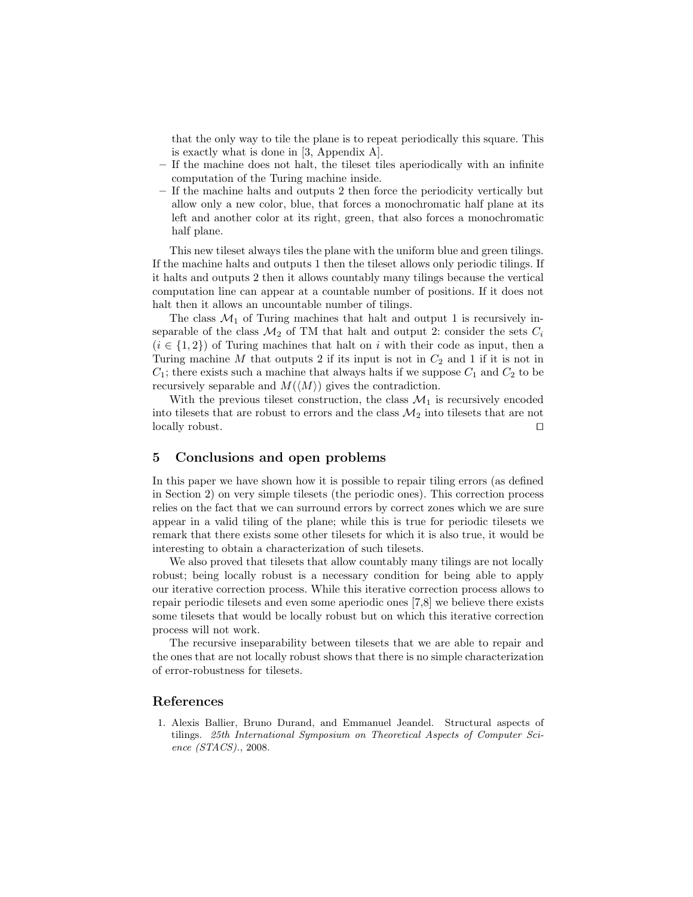that the only way to tile the plane is to repeat periodically this square. This is exactly what is done in [3, Appendix A].

- If the machine does not halt, the tileset tiles aperiodically with an infinite computation of the Turing machine inside.
- If the machine halts and outputs 2 then force the periodicity vertically but allow only a new color, blue, that forces a monochromatic half plane at its left and another color at its right, green, that also forces a monochromatic half plane.

This new tileset always tiles the plane with the uniform blue and green tilings. If the machine halts and outputs 1 then the tileset allows only periodic tilings. If it halts and outputs 2 then it allows countably many tilings because the vertical computation line can appear at a countable number of positions. If it does not halt then it allows an uncountable number of tilings.

The class $\mathcal{M}_1$ of Turing machines that halt and output 1 is recursively inseparable of the class $\mathcal{M}_2$ of TM that halt and output 2: consider the sets $C_i$ ($i \in \{1, 2\}$) of Turing machines that halt on $i$ with their code as input, then a Turing machine $M$ that outputs 2 if its input is not in $C_2$ and 1 if it is not in $C_1$; there exists such a machine that always halts if we suppose $C_1$ and $C_2$ to be recursively separable and $M(\langle M \rangle)$ gives the contradiction.

With the previous tileset construction, the class $\mathcal{M}_1$ is recursively encoded into tilesets that are robust to errors and the class $\mathcal{M}_2$ into tilesets that are not locally robust. □

## 5 Conclusions and open problems

In this paper we have shown how it is possible to repair tiling errors (as defined in Section 2) on very simple tilesets (the periodic ones). This correction process relies on the fact that we can surround errors by correct zones which we are sure appear in a valid tiling of the plane; while this is true for periodic tilesets we remark that there exists some other tilesets for which it is also true, it would be interesting to obtain a characterization of such tilesets.

We also proved that tilesets that allow countably many tilings are not locally robust; being locally robust is a necessary condition for being able to apply our iterative correction process. While this iterative correction process allows to repair periodic tilesets and even some aperiodic ones [7,8] we believe there exists some tilesets that would be locally robust but on which this iterative correction process will not work.

The recursive inseparability between tilesets that we are able to repair and the ones that are not locally robust shows that there is no simple characterization of error-robustness for tilesets.

## References

1. Alexis Ballier, Bruno Durand, and Emmanuel Jeandel. Structural aspects of tilings. *25th International Symposium on Theoretical Aspects of Computer Science (STACS).*, 2008.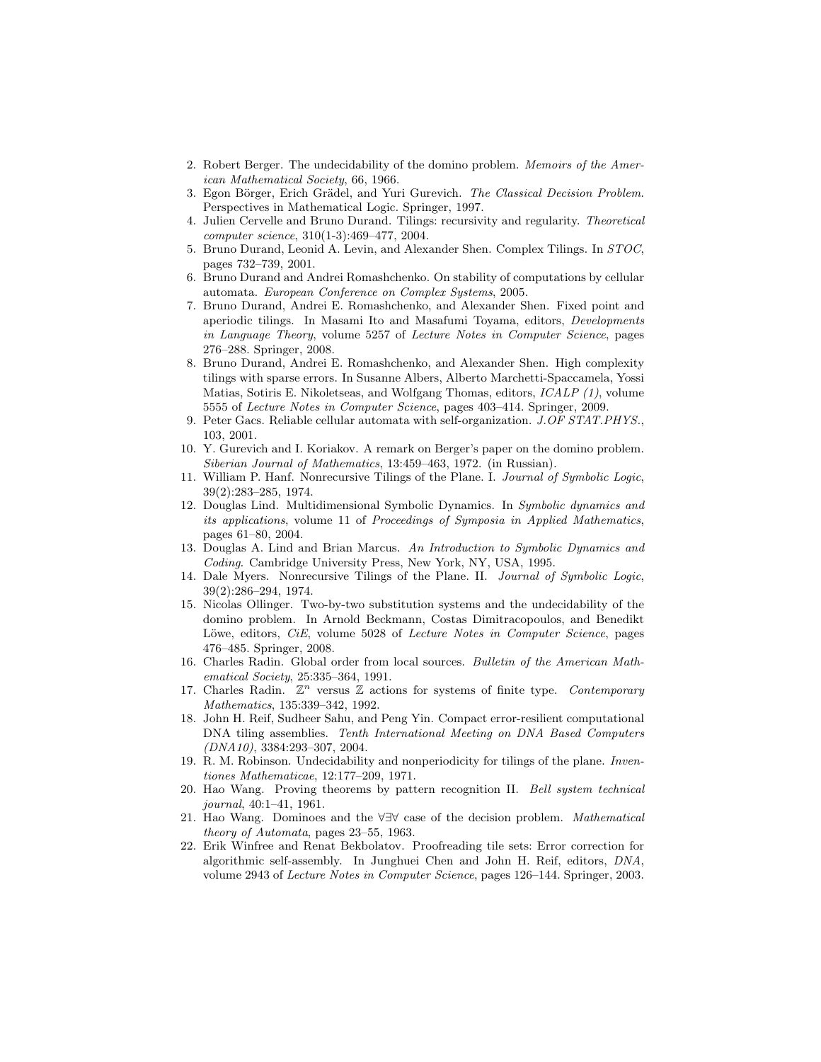2. Robert Berger. The undecidability of the domino problem. *Memoirs of the American Mathematical Society*, 66, 1966.
3. Egon Börger, Erich Grädel, and Yuri Gurevich. *The Classical Decision Problem*. Perspectives in Mathematical Logic. Springer, 1997.
4. Julien Cervelle and Bruno Durand. Tilings: recursivity and regularity. *Theoretical computer science*, 310(1-3):469–477, 2004.
5. Bruno Durand, Leonid A. Levin, and Alexander Shen. Complex Tilings. In *STOC*, pages 732–739, 2001.
6. Bruno Durand and Andrei Romashchenko. On stability of computations by cellular automata. *European Conference on Complex Systems*, 2005.
7. Bruno Durand, Andrei E. Romashchenko, and Alexander Shen. Fixed point and aperiodic tilings. In Masami Ito and Masafumi Toyama, editors, *Developments in Language Theory*, volume 5257 of *Lecture Notes in Computer Science*, pages 276–288. Springer, 2008.
8. Bruno Durand, Andrei E. Romashchenko, and Alexander Shen. High complexity tilings with sparse errors. In Susanne Albers, Alberto Marchetti-Spaccamela, Yossi Matias, Sotiris E. Nikoletseas, and Wolfgang Thomas, editors, *ICALP (1)*, volume 5555 of *Lecture Notes in Computer Science*, pages 403–414. Springer, 2009.
9. Peter Gacs. Reliable cellular automata with self-organization. *J.OF STAT.PHYS.*, 103, 2001.
10. Y. Gurevich and I. Koriakov. A remark on Berger's paper on the domino problem. *Siberian Journal of Mathematics*, 13:459–463, 1972. (in Russian).
11. William P. Hanf. Nonrecursive Tilings of the Plane. I. *Journal of Symbolic Logic*, 39(2):283–285, 1974.
12. Douglas Lind. Multidimensional Symbolic Dynamics. In *Symbolic dynamics and its applications*, volume 11 of *Proceedings of Symposia in Applied Mathematics*, pages 61–80, 2004.
13. Douglas A. Lind and Brian Marcus. *An Introduction to Symbolic Dynamics and Coding*. Cambridge University Press, New York, NY, USA, 1995.
14. Dale Myers. Nonrecursive Tilings of the Plane. II. *Journal of Symbolic Logic*, 39(2):286–294, 1974.
15. Nicolas Ollinger. Two-by-two substitution systems and the undecidability of the domino problem. In Arnold Beckmann, Costas Dimitracopoulos, and Benedikt Löwe, editors, *CiE*, volume 5028 of *Lecture Notes in Computer Science*, pages 476–485. Springer, 2008.
16. Charles Radin. Global order from local sources. *Bulletin of the American Mathematical Society*, 25:335–364, 1991.
17. Charles Radin. $\mathbb{Z}^n$ versus $\mathbb{Z}$ actions for systems of finite type. *Contemporary Mathematics*, 135:339–342, 1992.
18. John H. Reif, Sudheer Sahu, and Peng Yin. Compact error-resilient computational DNA tiling assemblies. *Tenth International Meeting on DNA Based Computers (DNA10)*, 3384:293–307, 2004.
19. R. M. Robinson. Undecidability and nonperiodicity for tilings of the plane. *Inventiones Mathematicae*, 12:177–209, 1971.
20. Hao Wang. Proving theorems by pattern recognition II. *Bell system technical journal*, 40:1–41, 1961.
21. Hao Wang. Dominoes and the ∀∃∀ case of the decision problem. *Mathematical theory of Automata*, pages 23–55, 1963.
22. Erik Winfree and Renat Bekbolatov. Proofreading tile sets: Error correction for algorithmic self-assembly. In Junghuei Chen and John H. Reif, editors, *DNA*, volume 2943 of *Lecture Notes in Computer Science*, pages 126–144. Springer, 2003.